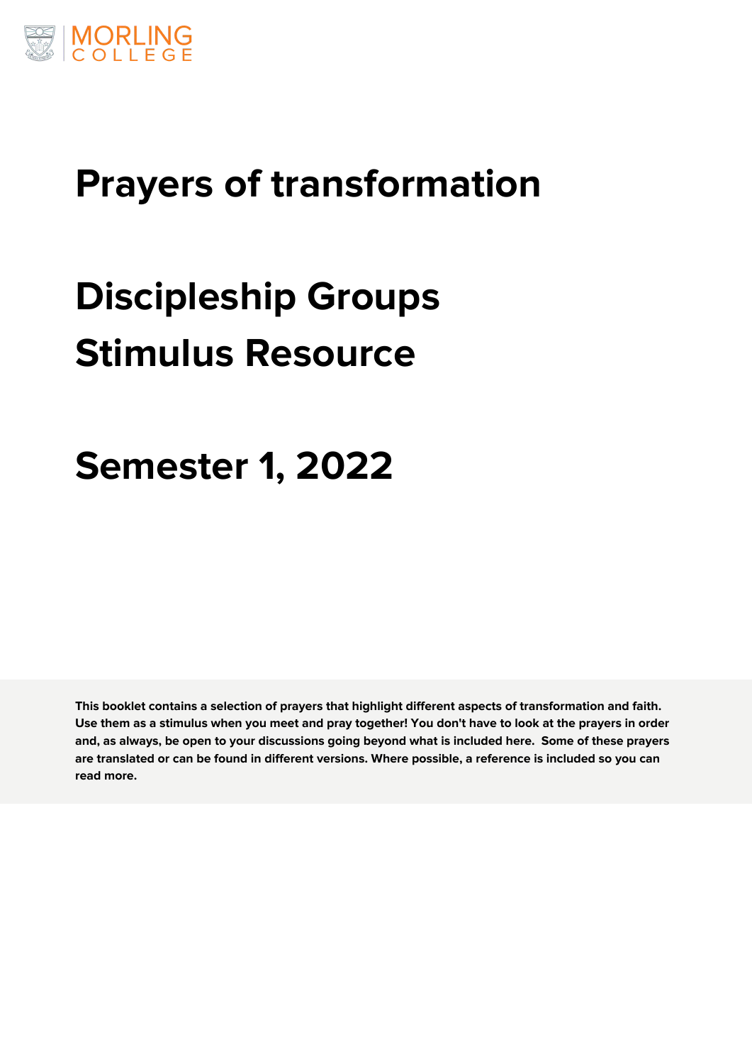MORLING COLLEGE

# Prayers of transformation

# Discipleship Groups Stimulus Resource

# Semester 1, 2022

**This booklet contains a selection of prayers that highlight different aspects of transformation and faith. Use them as a stimulus when you meet and pray together! You don't have to look at the prayers in order and, as always, be open to your discussions going beyond what is included here. Some of these prayers are translated or can be found in different versions. Where possible, a reference is included so you can read more.**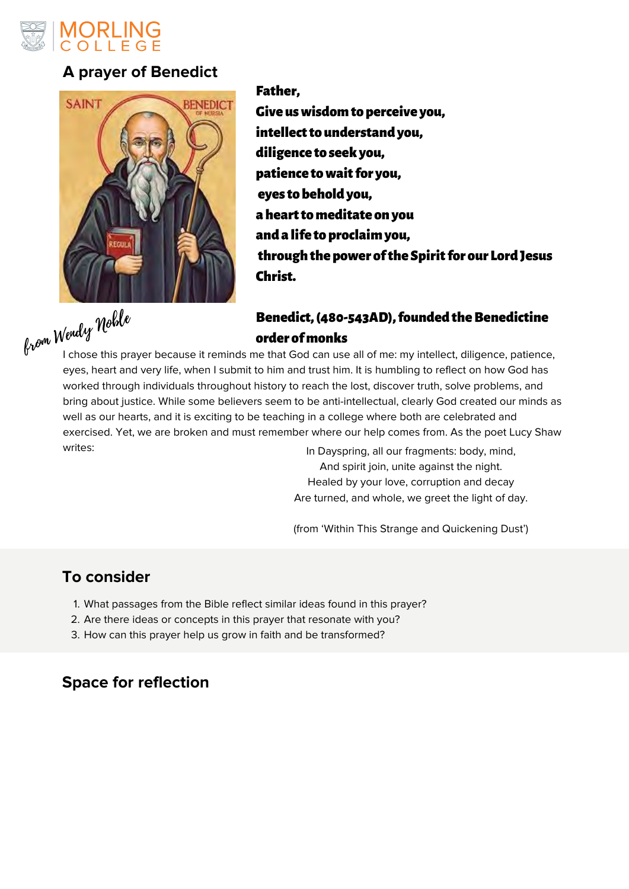## A prayer of Benedict

**Father,**
**Give us wisdom to perceive you,**
**intellect to understand you,**
**diligence to seek you,**
**patience to wait for you,**
**eyes to behold you,**
**a heart to meditate on you**
**and a life to proclaim you,**
**through the power of the Spirit for our Lord Jesus Christ.**

**Benedict, (480-543AD), founded the Benedictine order of monks**

*from Wendy Noble*

I chose this prayer because it reminds me that God can use all of me: my intellect, diligence, patience, eyes, heart and very life, when I submit to him and trust him. It is humbling to reflect on how God has worked through individuals throughout history to reach the lost, discover truth, solve problems, and bring about justice. While some believers seem to be anti-intellectual, clearly God created our minds as well as our hearts, and it is exciting to be teaching in a college where both are celebrated and exercised. Yet, we are broken and must remember where our help comes from. As the poet Lucy Shaw writes:

In Dayspring, all our fragments: body, mind,
And spirit join, unite against the night.
Healed by your love, corruption and decay
Are turned, and whole, we greet the light of day.

(from 'Within This Strange and Quickening Dust')

## To consider

1. What passages from the Bible reflect similar ideas found in this prayer?
2. Are there ideas or concepts in this prayer that resonate with you?
3. How can this prayer help us grow in faith and be transformed?

## Space for reflection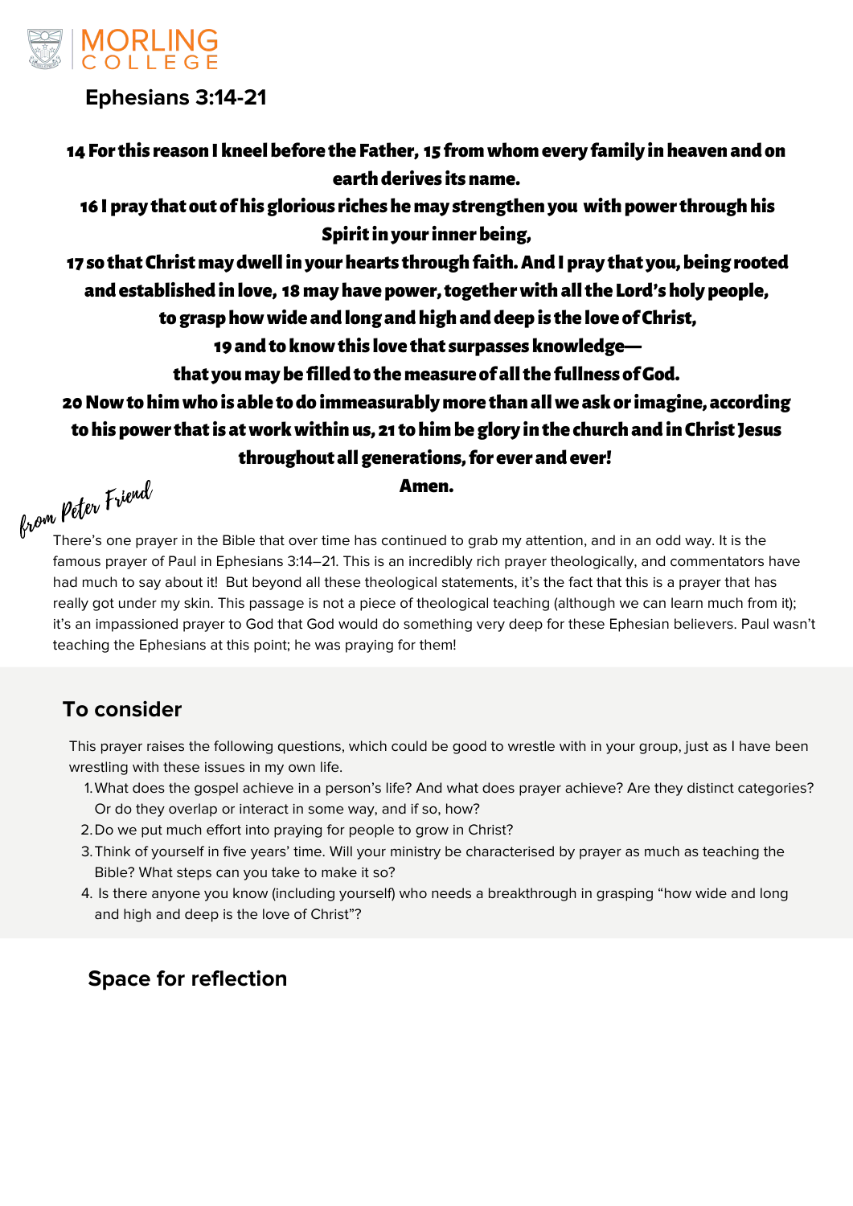MORLING COLLEGE

## Ephesians 3:14-21

**14 For this reason I kneel before the Father, 15 from whom every family in heaven and on earth derives its name.**
**16 I pray that out of his glorious riches he may strengthen you with power through his Spirit in your inner being,**
**17 so that Christ may dwell in your hearts through faith. And I pray that you, being rooted and established in love, 18 may have power, together with all the Lord's holy people, to grasp how wide and long and high and deep is the love of Christ,**
**19 and to know this love that surpasses knowledge—**
**that you may be filled to the measure of all the fullness of God.**
**20 Now to him who is able to do immeasurably more than all we ask or imagine, according to his power that is at work within us, 21 to him be glory in the church and in Christ Jesus throughout all generations, for ever and ever!**
**Amen.**

*from Peter Friend*

There's one prayer in the Bible that over time has continued to grab my attention, and in an odd way. It is the famous prayer of Paul in Ephesians 3:14–21. This is an incredibly rich prayer theologically, and commentators have had much to say about it! But beyond all these theological statements, it's the fact that this is a prayer that has really got under my skin. This passage is not a piece of theological teaching (although we can learn much from it); it's an impassioned prayer to God that God would do something very deep for these Ephesian believers. Paul wasn't teaching the Ephesians at this point; he was praying for them!

## To consider

This prayer raises the following questions, which could be good to wrestle with in your group, just as I have been wrestling with these issues in my own life.

1. What does the gospel achieve in a person's life? And what does prayer achieve? Are they distinct categories? Or do they overlap or interact in some way, and if so, how?
2. Do we put much effort into praying for people to grow in Christ?
3. Think of yourself in five years' time. Will your ministry be characterised by prayer as much as teaching the Bible? What steps can you take to make it so?
4. Is there anyone you know (including yourself) who needs a breakthrough in grasping "how wide and long and high and deep is the love of Christ"?

## Space for reflection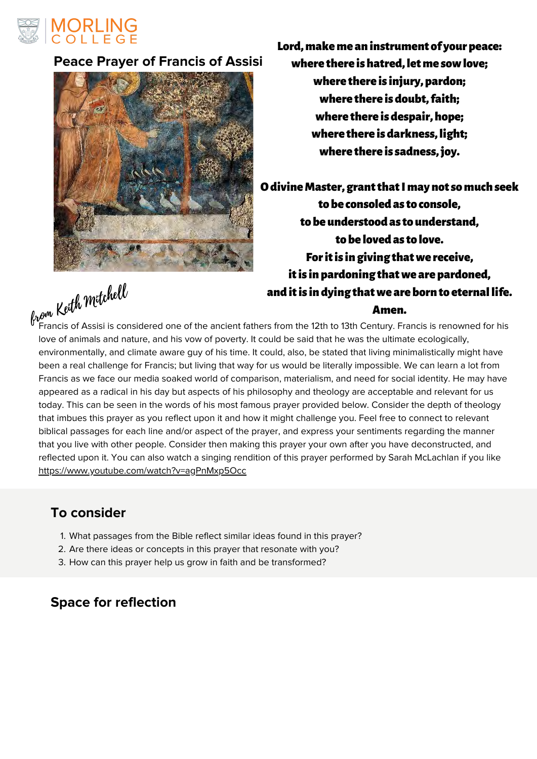## Peace Prayer of Francis of Assisi

**Lord, make me an instrument of your peace:**
**where there is hatred, let me sow love;**
**where there is injury, pardon;**
**where there is doubt, faith;**
**where there is despair, hope;**
**where there is darkness, light;**
**where there is sadness, joy.**

**O divine Master, grant that I may not so much seek**
**to be consoled as to console,**
**to be understood as to understand,**
**to be loved as to love.**
**For it is in giving that we receive,**
**it is in pardoning that we are pardoned,**
**and it is in dying that we are born to eternal life.**
**Amen.**

*from Keith Mitchell*

Francis of Assisi is considered one of the ancient fathers from the 12th to 13th Century. Francis is renowned for his love of animals and nature, and his vow of poverty. It could be said that he was the ultimate ecologically, environmentally, and climate aware guy of his time. It could, also, be stated that living minimalistically might have been a real challenge for Francis; but living that way for us would be literally impossible. We can learn a lot from Francis as we face our media soaked world of comparison, materialism, and need for social identity. He may have appeared as a radical in his day but aspects of his philosophy and theology are acceptable and relevant for us today. This can be seen in the words of his most famous prayer provided below. Consider the depth of theology that imbues this prayer as you reflect upon it and how it might challenge you. Feel free to connect to relevant biblical passages for each line and/or aspect of the prayer, and express your sentiments regarding the manner that you live with other people. Consider then making this prayer your own after you have deconstructed, and reflected upon it. You can also watch a singing rendition of this prayer performed by Sarah McLachlan if you like https://www.youtube.com/watch?v=agPnMxp5Occ

## To consider

1. What passages from the Bible reflect similar ideas found in this prayer?
2. Are there ideas or concepts in this prayer that resonate with you?
3. How can this prayer help us grow in faith and be transformed?

## Space for reflection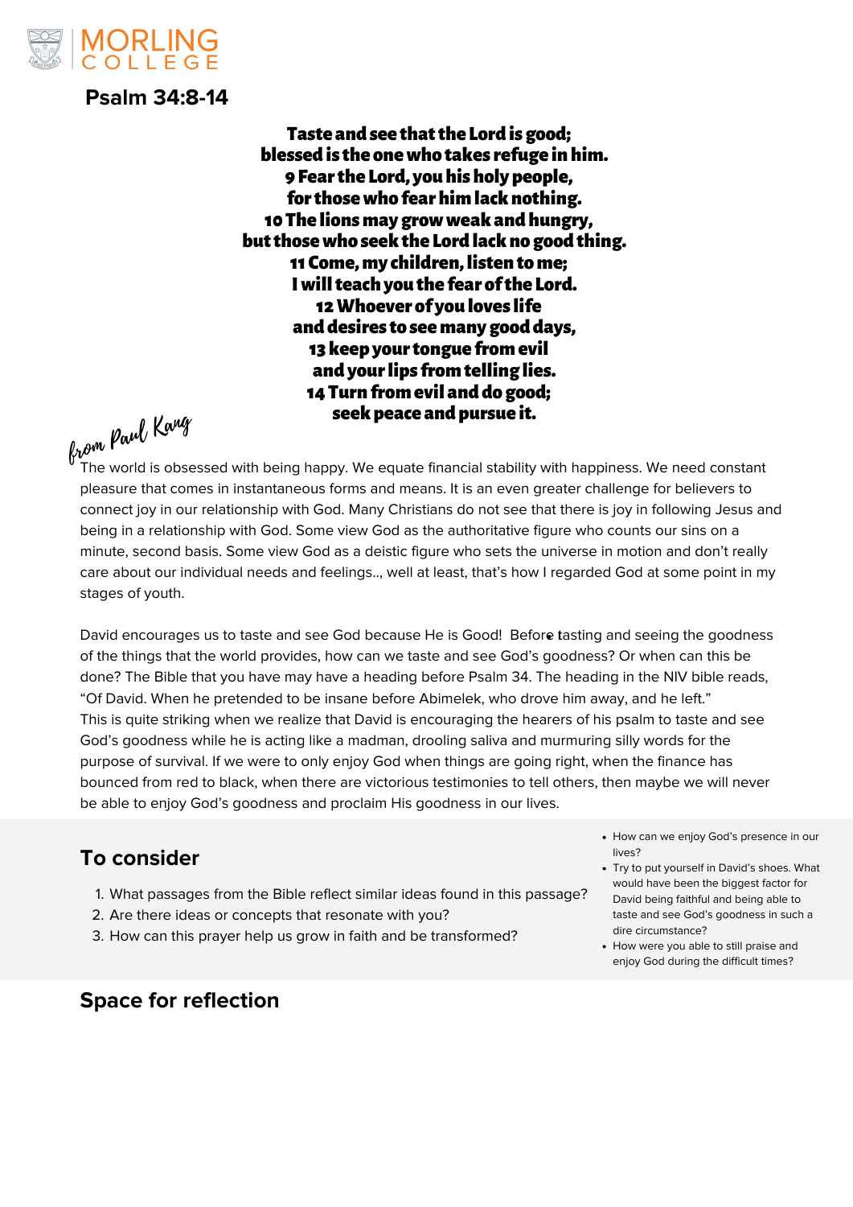# Psalm 34:8-14

**Taste and see that the Lord is good;**
**blessed is the one who takes refuge in him.**
**9 Fear the Lord, you his holy people,**
**for those who fear him lack nothing.**
**10 The lions may grow weak and hungry,**
**but those who seek the Lord lack no good thing.**
**11 Come, my children, listen to me;**
**I will teach you the fear of the Lord.**
**12 Whoever of you loves life**
**and desires to see many good days,**
**13 keep your tongue from evil**
**and your lips from telling lies.**
**14 Turn from evil and do good;**
**seek peace and pursue it.**

*from Paul Kang*

The world is obsessed with being happy. We equate financial stability with happiness. We need constant pleasure that comes in instantaneous forms and means. It is an even greater challenge for believers to connect joy in our relationship with God. Many Christians do not see that there is joy in following Jesus and being in a relationship with God. Some view God as the authoritative figure who counts our sins on a minute, second basis. Some view God as a deistic figure who sets the universe in motion and don't really care about our individual needs and feelings.., well at least, that's how I regarded God at some point in my stages of youth.

David encourages us to taste and see God because He is Good! Before tasting and seeing the goodness of the things that the world provides, how can we taste and see God's goodness? Or when can this be done? The Bible that you have may have a heading before Psalm 34. The heading in the NIV bible reads, "Of David. When he pretended to be insane before Abimelek, who drove him away, and he left." This is quite striking when we realize that David is encouraging the hearers of his psalm to taste and see God's goodness while he is acting like a madman, drooling saliva and murmuring silly words for the purpose of survival. If we were to only enjoy God when things are going right, when the finance has bounced from red to black, when there are victorious testimonies to tell others, then maybe we will never be able to enjoy God's goodness and proclaim His goodness in our lives.

## To consider

1. What passages from the Bible reflect similar ideas found in this passage?
2. Are there ideas or concepts that resonate with you?
3. How can this prayer help us grow in faith and be transformed?

- How can we enjoy God's presence in our lives?
- Try to put yourself in David's shoes. What would have been the biggest factor for David being faithful and being able to taste and see God's goodness in such a dire circumstance?
- How were you able to still praise and enjoy God during the difficult times?

## Space for reflection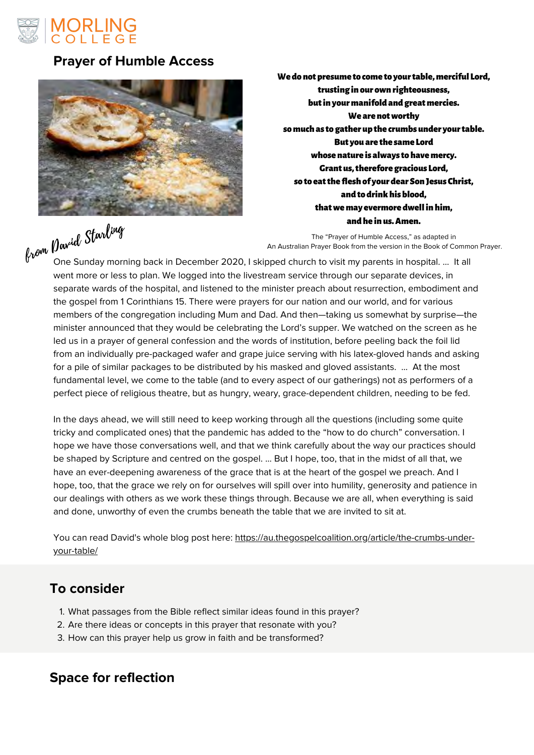## Prayer of Humble Access

**We do not presume to come to your table, merciful Lord,**
**trusting in our own righteousness,**
**but in your manifold and great mercies.**
**We are not worthy**
**so much as to gather up the crumbs under your table.**
**But you are the same Lord**
**whose nature is always to have mercy.**
**Grant us, therefore gracious Lord,**
**so to eat the flesh of your dear Son Jesus Christ,**
**and to drink his blood,**
**that we may evermore dwell in him,**
**and he in us. Amen.**

The “Prayer of Humble Access,” as adapted in
An Australian Prayer Book from the version in the Book of Common Prayer.

*from David Starling*

One Sunday morning back in December 2020, I skipped church to visit my parents in hospital. ... It all went more or less to plan. We logged into the livestream service through our separate devices, in separate wards of the hospital, and listened to the minister preach about resurrection, embodiment and the gospel from 1 Corinthians 15. There were prayers for our nation and our world, and for various members of the congregation including Mum and Dad. And then—taking us somewhat by surprise—the minister announced that they would be celebrating the Lord’s supper. We watched on the screen as he led us in a prayer of general confession and the words of institution, before peeling back the foil lid from an individually pre-packaged wafer and grape juice serving with his latex-gloved hands and asking for a pile of similar packages to be distributed by his masked and gloved assistants. ... At the most fundamental level, we come to the table (and to every aspect of our gatherings) not as performers of a perfect piece of religious theatre, but as hungry, weary, grace-dependent children, needing to be fed.

In the days ahead, we will still need to keep working through all the questions (including some quite tricky and complicated ones) that the pandemic has added to the “how to do church” conversation. I hope we have those conversations well, and that we think carefully about the way our practices should be shaped by Scripture and centred on the gospel. ... But I hope, too, that in the midst of all that, we have an ever-deepening awareness of the grace that is at the heart of the gospel we preach. And I hope, too, that the grace we rely on for ourselves will spill over into humility, generosity and patience in our dealings with others as we work these things through. Because we are all, when everything is said and done, unworthy of even the crumbs beneath the table that we are invited to sit at.

You can read David's whole blog post here: https://au.thegospelcoalition.org/article/the-crumbs-under-your-table/

## To consider

1. What passages from the Bible reflect similar ideas found in this prayer?
2. Are there ideas or concepts in this prayer that resonate with you?
3. How can this prayer help us grow in faith and be transformed?

## Space for reflection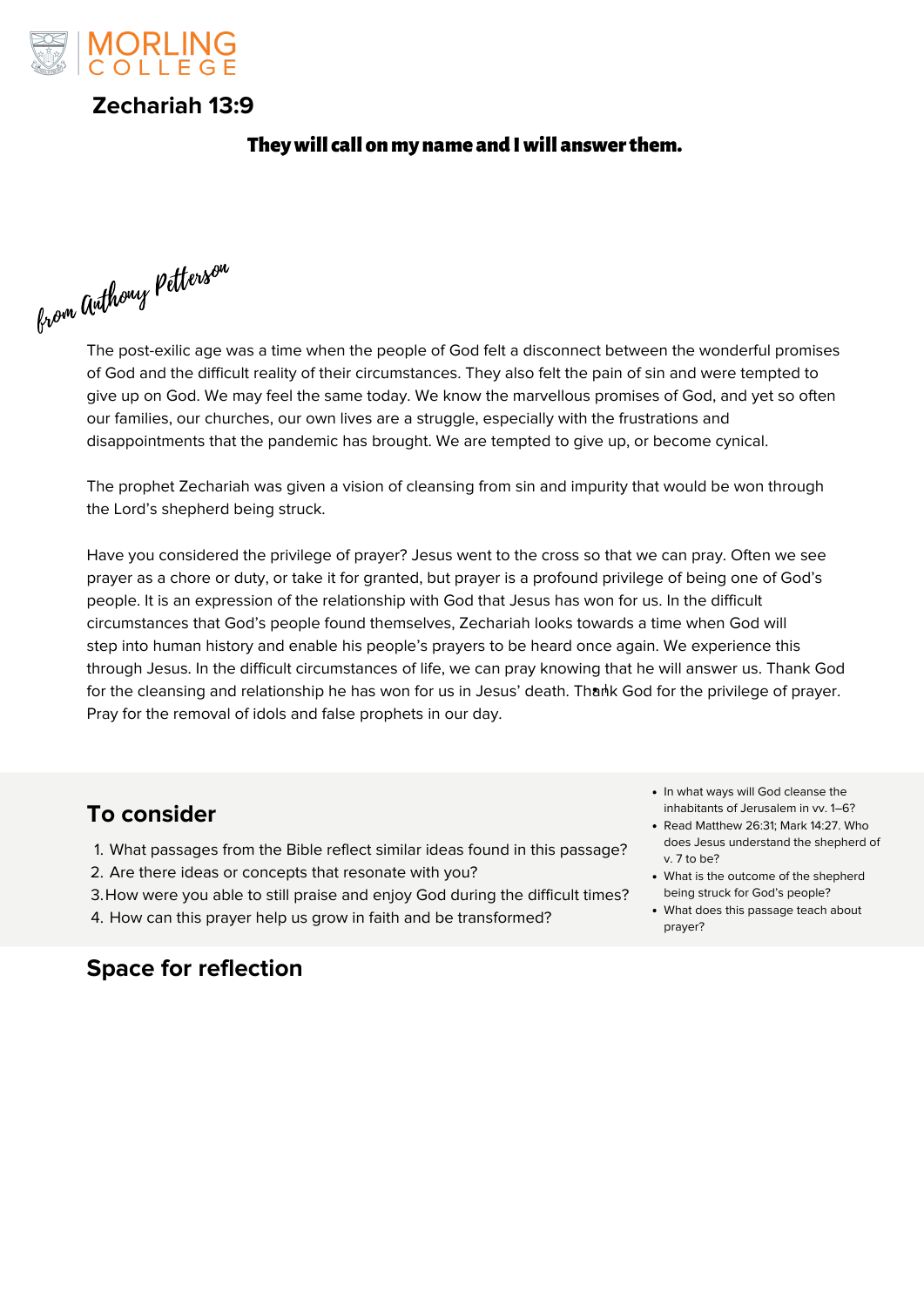# Zechariah 13:9

**They will call on my name and I will answer them.**

*from Anthony Petterson*

The post-exilic age was a time when the people of God felt a disconnect between the wonderful promises of God and the difficult reality of their circumstances. They also felt the pain of sin and were tempted to give up on God. We may feel the same today. We know the marvellous promises of God, and yet so often our families, our churches, our own lives are a struggle, especially with the frustrations and disappointments that the pandemic has brought. We are tempted to give up, or become cynical.

The prophet Zechariah was given a vision of cleansing from sin and impurity that would be won through the Lord's shepherd being struck.

Have you considered the privilege of prayer? Jesus went to the cross so that we can pray. Often we see prayer as a chore or duty, or take it for granted, but prayer is a profound privilege of being one of God's people. It is an expression of the relationship with God that Jesus has won for us. In the difficult circumstances that God's people found themselves, Zechariah looks towards a time when God will step into human history and enable his people's prayers to be heard once again. We experience this through Jesus. In the difficult circumstances of life, we can pray knowing that he will answer us. Thank God for the cleansing and relationship he has won for us in Jesus' death. Thank God for the privilege of prayer. Pray for the removal of idols and false prophets in our day.

## To consider

1. What passages from the Bible reflect similar ideas found in this passage?
2. Are there ideas or concepts that resonate with you?
3. How were you able to still praise and enjoy God during the difficult times?
4. How can this prayer help us grow in faith and be transformed?

- In what ways will God cleanse the inhabitants of Jerusalem in vv. 1–6?
- Read Matthew 26:31; Mark 14:27. Who does Jesus understand the shepherd of v. 7 to be?
- What is the outcome of the shepherd being struck for God's people?
- What does this passage teach about prayer?

## Space for reflection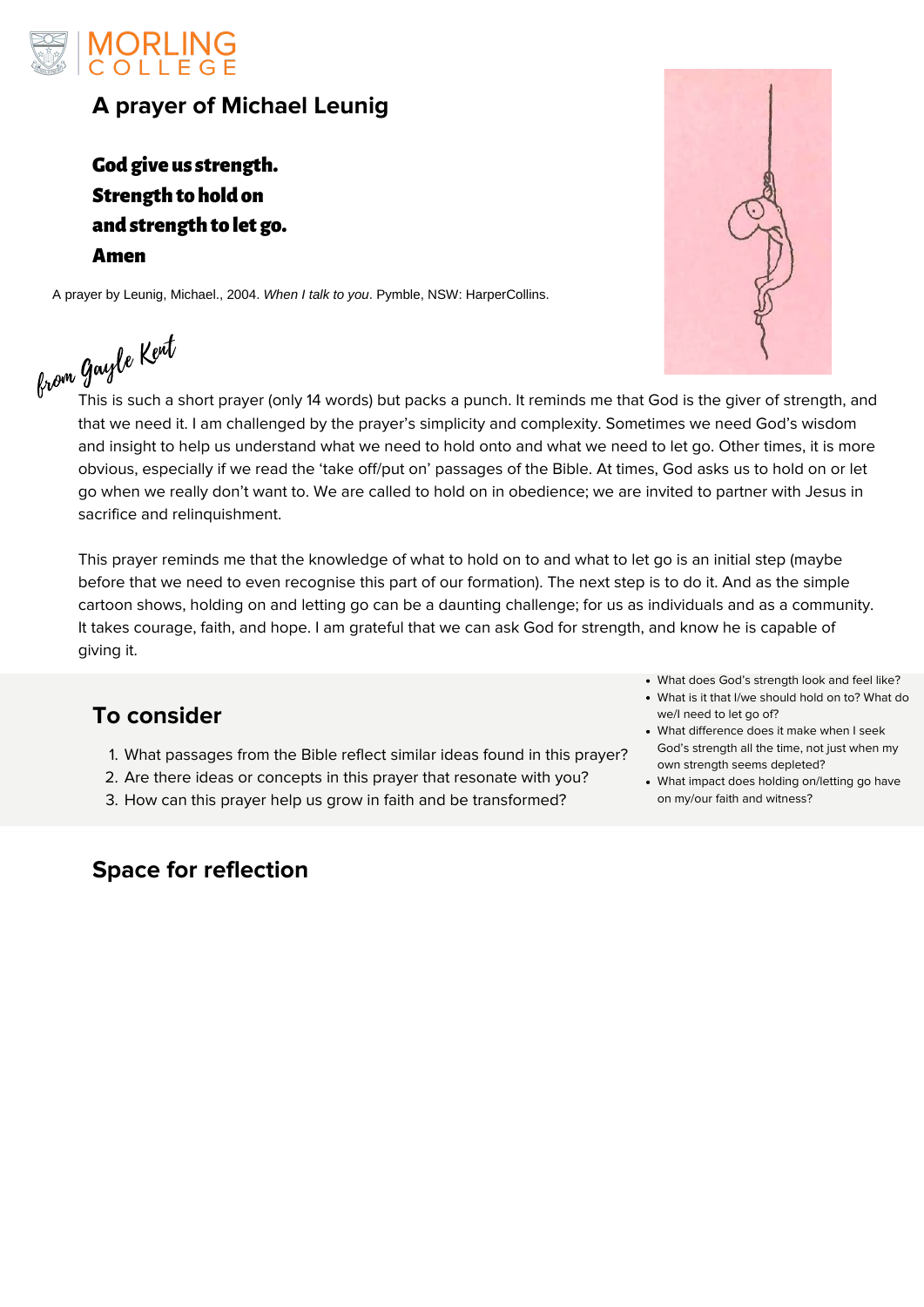## A prayer of Michael Leunig

**God give us strength.**
**Strength to hold on**
**and strength to let go.**
**Amen**

A prayer by Leunig, Michael., 2004. *When I talk to you*. Pymble, NSW: HarperCollins.

*from Gayle Kent*

This is such a short prayer (only 14 words) but packs a punch. It reminds me that God is the giver of strength, and that we need it. I am challenged by the prayer's simplicity and complexity. Sometimes we need God's wisdom and insight to help us understand what we need to hold onto and what we need to let go. Other times, it is more obvious, especially if we read the 'take off/put on' passages of the Bible. At times, God asks us to hold on or let go when we really don't want to. We are called to hold on in obedience; we are invited to partner with Jesus in sacrifice and relinquishment.

This prayer reminds me that the knowledge of what to hold on to and what to let go is an initial step (maybe before that we need to even recognise this part of our formation). The next step is to do it. And as the simple cartoon shows, holding on and letting go can be a daunting challenge; for us as individuals and as a community. It takes courage, faith, and hope. I am grateful that we can ask God for strength, and know he is capable of giving it.

## To consider

1. What passages from the Bible reflect similar ideas found in this prayer?
2. Are there ideas or concepts in this prayer that resonate with you?
3. How can this prayer help us grow in faith and be transformed?

- What does God's strength look and feel like?
- What is it that I/we should hold on to? What do we/I need to let go of?
- What difference does it make when I seek God's strength all the time, not just when my own strength seems depleted?
- What impact does holding on/letting go have on my/our faith and witness?

## Space for reflection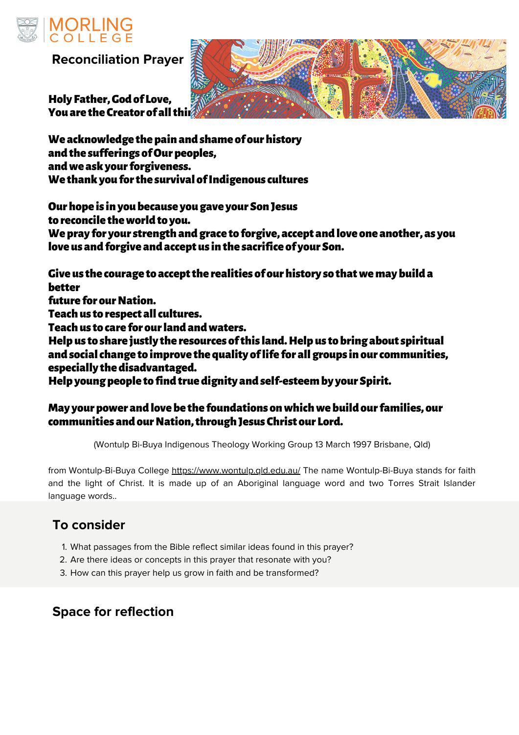## Reconciliation Prayer

**Holy Father, God of Love,**
**You are the Creator of all thin**

**We acknowledge the pain and shame of our history**
**and the sufferings of Our peoples,**
**and we ask your forgiveness.**
**We thank you for the survival of Indigenous cultures**

**Our hope is in you because you gave your Son Jesus**
**to reconcile the world to you.**
**We pray for your strength and grace to forgive, accept and love one another, as you love us and forgive and accept us in the sacrifice of your Son.**

**Give us the courage to accept the realities of our history so that we may build a better**
**future for our Nation.**
**Teach us to respect all cultures.**
**Teach us to care for our land and waters.**
**Help us to share justly the resources of this land. Help us to bring about spiritual and social change to improve the quality of life for all groups in our communities, especially the disadvantaged.**
**Help young people to find true dignity and self-esteem by your Spirit.**

**May your power and love be the foundations on which we build our families, our communities and our Nation, through Jesus Christ our Lord.**

(Wontulp Bi-Buya Indigenous Theology Working Group 13 March 1997 Brisbane, Qld)

from Wontulp-Bi-Buya College https://www.wontulp.qld.edu.au/ The name Wontulp-Bi-Buya stands for faith and the light of Christ. It is made up of an Aboriginal language word and two Torres Strait Islander language words..

## To consider

1. What passages from the Bible reflect similar ideas found in this prayer?
2. Are there ideas or concepts in this prayer that resonate with you?
3. How can this prayer help us grow in faith and be transformed?

## Space for reflection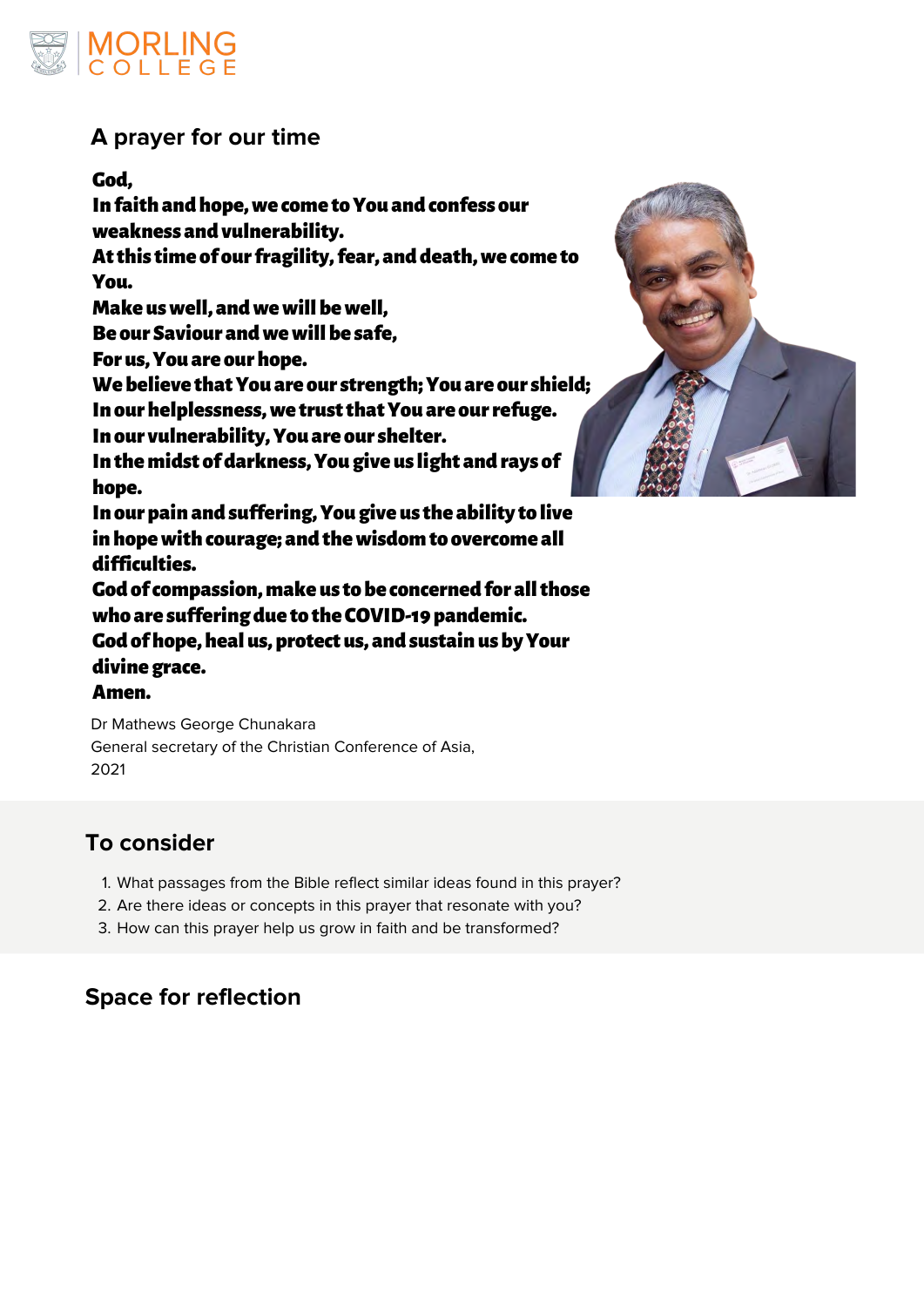## A prayer for our time

**God,**
**In faith and hope, we come to You and confess our weakness and vulnerability.**
**At this time of our fragility, fear, and death, we come to You.**
**Make us well, and we will be well,**
**Be our Saviour and we will be safe,**
**For us, You are our hope.**
**We believe that You are our strength; You are our shield;**
**In our helplessness, we trust that You are our refuge.**
**In our vulnerability, You are our shelter.**
**In the midst of darkness, You give us light and rays of hope.**
**In our pain and suffering, You give us the ability to live in hope with courage; and the wisdom to overcome all difficulties.**
**God of compassion, make us to be concerned for all those who are suffering due to the COVID-19 pandemic.**
**God of hope, heal us, protect us, and sustain us by Your divine grace.**
**Amen.**

Dr Mathews George Chunakara
General secretary of the Christian Conference of Asia,
2021

## To consider

1. What passages from the Bible reflect similar ideas found in this prayer?
2. Are there ideas or concepts in this prayer that resonate with you?
3. How can this prayer help us grow in faith and be transformed?

## Space for reflection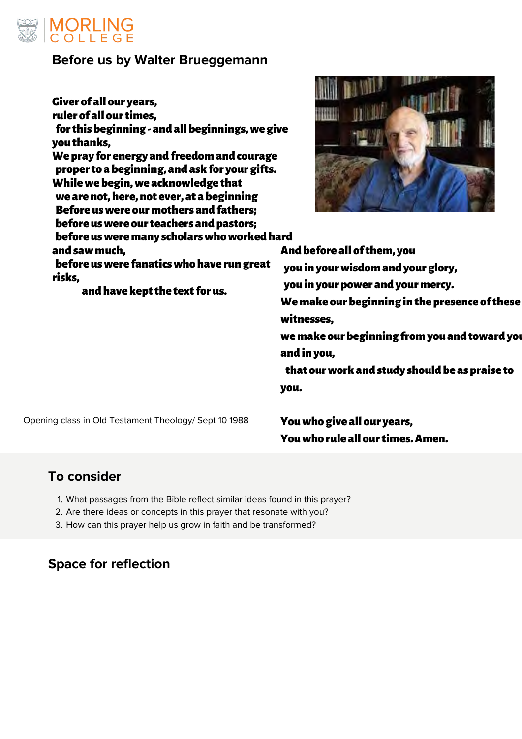## Before us by Walter Brueggemann

**Giver of all our years,**
**ruler of all our times,**
**for this beginning - and all beginnings, we give you thanks,**
**We pray for energy and freedom and courage**
**proper to a beginning, and ask for your gifts.**
**While we begin, we acknowledge that**
**we are not, here, not ever, at a beginning**
**Before us were our mothers and fathers;**
**before us were our teachers and pastors;**
**before us were many scholars who worked hard and saw much,**
**before us were fanatics who have run great risks,**
**and have kept the text for us.**

**And before all of them, you**
**you in your wisdom and your glory,**
**you in your power and your mercy.**
**We make our beginning in the presence of these witnesses,**
**we make our beginning from you and toward you and in you,**
**that our work and study should be as praise to you.**

**You who give all our years,**
**You who rule all our times. Amen.**

Opening class in Old Testament Theology/ Sept 10 1988

## To consider

1. What passages from the Bible reflect similar ideas found in this prayer?
2. Are there ideas or concepts in this prayer that resonate with you?
3. How can this prayer help us grow in faith and be transformed?

## Space for reflection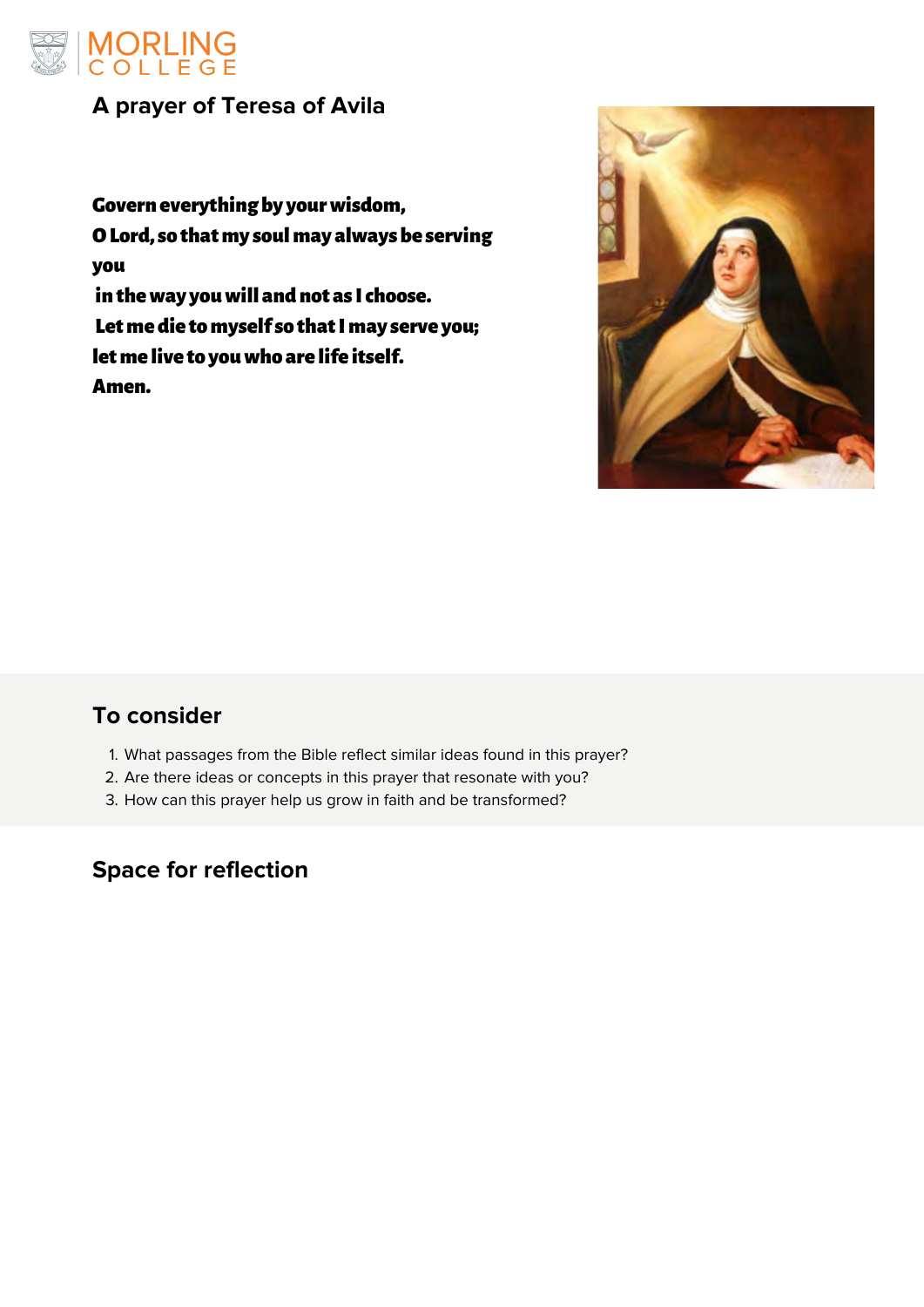## A prayer of Teresa of Avila

**Govern everything by your wisdom,**
**O Lord, so that my soul may always be serving you**
**in the way you will and not as I choose.**
**Let me die to myself so that I may serve you;**
**let me live to you who are life itself.**
**Amen.**

## To consider

1. What passages from the Bible reflect similar ideas found in this prayer?
2. Are there ideas or concepts in this prayer that resonate with you?
3. How can this prayer help us grow in faith and be transformed?

## Space for reflection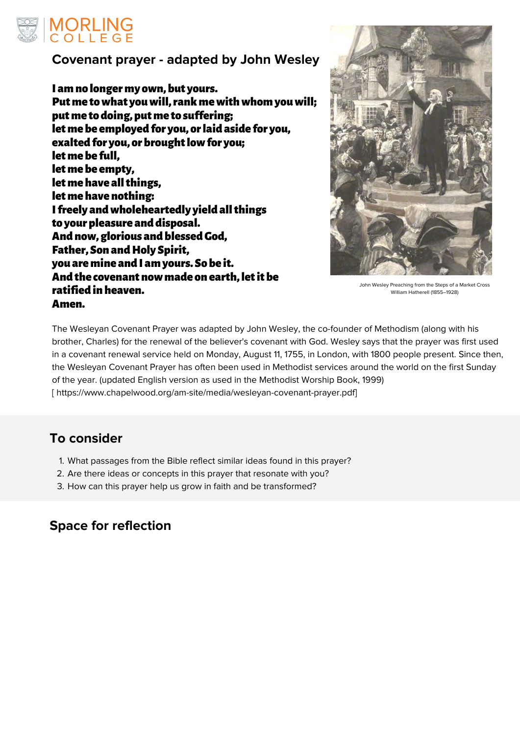## Covenant prayer - adapted by John Wesley

**I am no longer my own, but yours.**
**Put me to what you will, rank me with whom you will;**
**put me to doing, put me to suffering;**
**let me be employed for you, or laid aside for you,**
**exalted for you, or brought low for you;**
**let me be full,**
**let me be empty,**
**let me have all things,**
**let me have nothing:**
**I freely and wholeheartedly yield all things**
**to your pleasure and disposal.**
**And now, glorious and blessed God,**
**Father, Son and Holy Spirit,**
**you are mine and I am yours. So be it.**
**And the covenant now made on earth, let it be**
**ratified in heaven.**
**Amen.**

John Wesley Preaching from the Steps of a Market Cross
William Hatherell (1855–1928)

The Wesleyan Covenant Prayer was adapted by John Wesley, the co-founder of Methodism (along with his brother, Charles) for the renewal of the believer's covenant with God. Wesley says that the prayer was first used in a covenant renewal service held on Monday, August 11, 1755, in London, with 1800 people present. Since then, the Wesleyan Covenant Prayer has often been used in Methodist services around the world on the first Sunday of the year. (updated English version as used in the Methodist Worship Book, 1999)
[ https://www.chapelwood.org/am-site/media/wesleyan-covenant-prayer.pdf]

## To consider

1. What passages from the Bible reflect similar ideas found in this prayer?
2. Are there ideas or concepts in this prayer that resonate with you?
3. How can this prayer help us grow in faith and be transformed?

## Space for reflection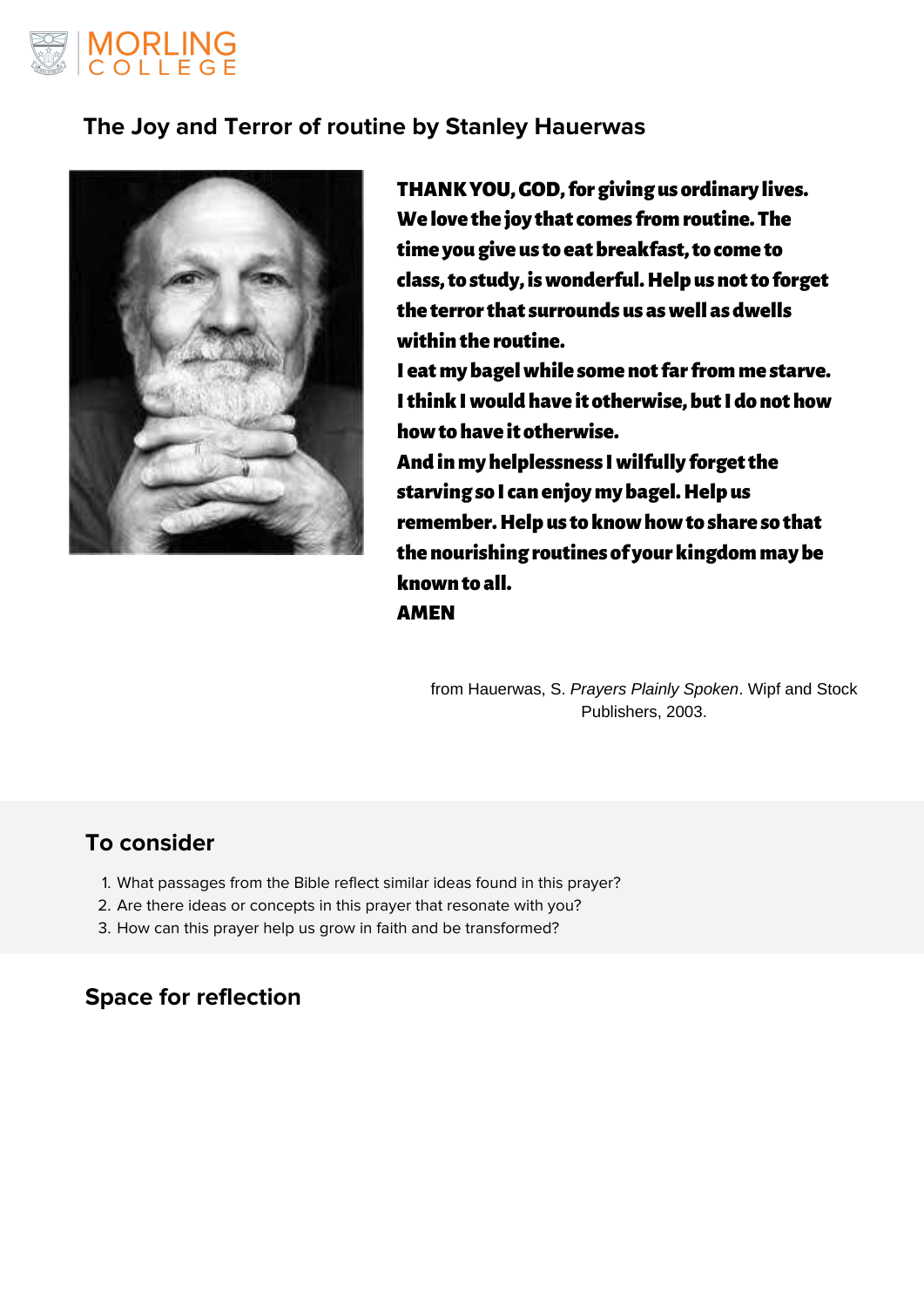## The Joy and Terror of routine by Stanley Hauerwas

**THANK YOU, GOD, for giving us ordinary lives. We love the joy that comes from routine. The time you give us to eat breakfast, to come to class, to study, is wonderful. Help us not to forget the terror that surrounds us as well as dwells within the routine.**
**I eat my bagel while some not far from me starve. I think I would have it otherwise, but I do not how how to have it otherwise.**
**And in my helplessness I wilfully forget the starving so I can enjoy my bagel. Help us remember. Help us to know how to share so that the nourishing routines of your kingdom may be known to all.**
**AMEN**

from Hauerwas, S. *Prayers Plainly Spoken*. Wipf and Stock Publishers, 2003.

## To consider

1. What passages from the Bible reflect similar ideas found in this prayer?
2. Are there ideas or concepts in this prayer that resonate with you?
3. How can this prayer help us grow in faith and be transformed?

## Space for reflection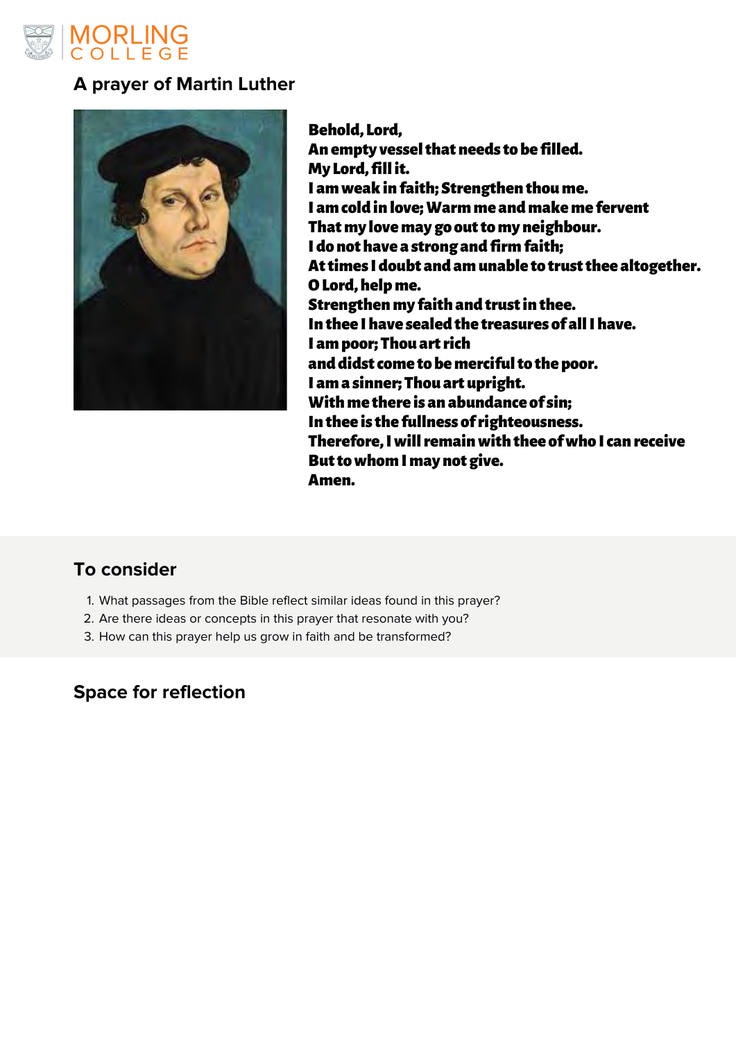## A prayer of Martin Luther

**Behold, Lord,**
**An empty vessel that needs to be filled.**
**My Lord, fill it.**
**I am weak in faith; Strengthen thou me.**
**I am cold in love; Warm me and make me fervent**
**That my love may go out to my neighbour.**
**I do not have a strong and firm faith;**
**At times I doubt and am unable to trust thee altogether.**
**O Lord, help me.**
**Strengthen my faith and trust in thee.**
**In thee I have sealed the treasures of all I have.**
**I am poor; Thou art rich**
**and didst come to be merciful to the poor.**
**I am a sinner; Thou art upright.**
**With me there is an abundance of sin;**
**In thee is the fullness of righteousness.**
**Therefore, I will remain with thee of who I can receive**
**But to whom I may not give.**
**Amen.**

## To consider

1. What passages from the Bible reflect similar ideas found in this prayer?
2. Are there ideas or concepts in this prayer that resonate with you?
3. How can this prayer help us grow in faith and be transformed?

## Space for reflection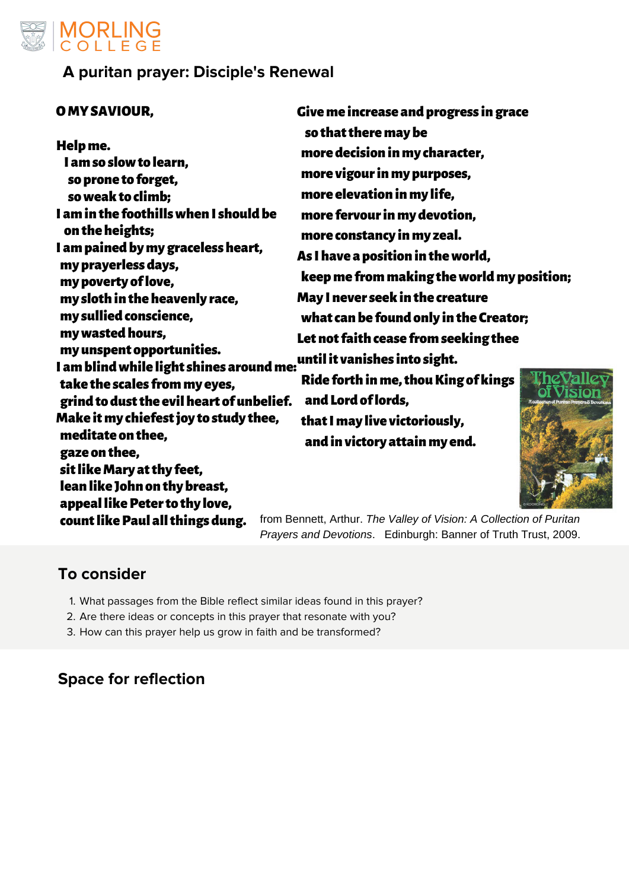## A puritan prayer: Disciple's Renewal

**O MY SAVIOUR,**

**Help me.**
**I am so slow to learn,**
**so prone to forget,**
**so weak to climb;**
**I am in the foothills when I should be**
**on the heights;**
**I am pained by my graceless heart,**
**my prayerless days,**
**my poverty of love,**
**my sloth in the heavenly race,**
**my sullied conscience,**
**my wasted hours,**
**my unspent opportunities.**
**I am blind while light shines around me:**
**take the scales from my eyes,**
**grind to dust the evil heart of unbelief.**
**Make it my chiefest joy to study thee,**
**meditate on thee,**
**gaze on thee,**
**sit like Mary at thy feet,**
**lean like John on thy breast,**
**appeal like Peter to thy love,**
**count like Paul all things dung.**

**Give me increase and progress in grace**
**so that there may be**
**more decision in my character,**
**more vigour in my purposes,**
**more elevation in my life,**
**more fervour in my devotion,**
**more constancy in my zeal.**
**As I have a position in the world,**
**keep me from making the world my position;**
**May I never seek in the creature**
**what can be found only in the Creator;**
**Let not faith cease from seeking thee**
**until it vanishes into sight.**
**Ride forth in me, thou King of kings**
**and Lord of lords,**
**that I may live victoriously,**
**and in victory attain my end.**

from Bennett, Arthur. *The Valley of Vision: A Collection of Puritan Prayers and Devotions*. Edinburgh: Banner of Truth Trust, 2009.

## To consider

1. What passages from the Bible reflect similar ideas found in this prayer?
2. Are there ideas or concepts in this prayer that resonate with you?
3. How can this prayer help us grow in faith and be transformed?

## Space for reflection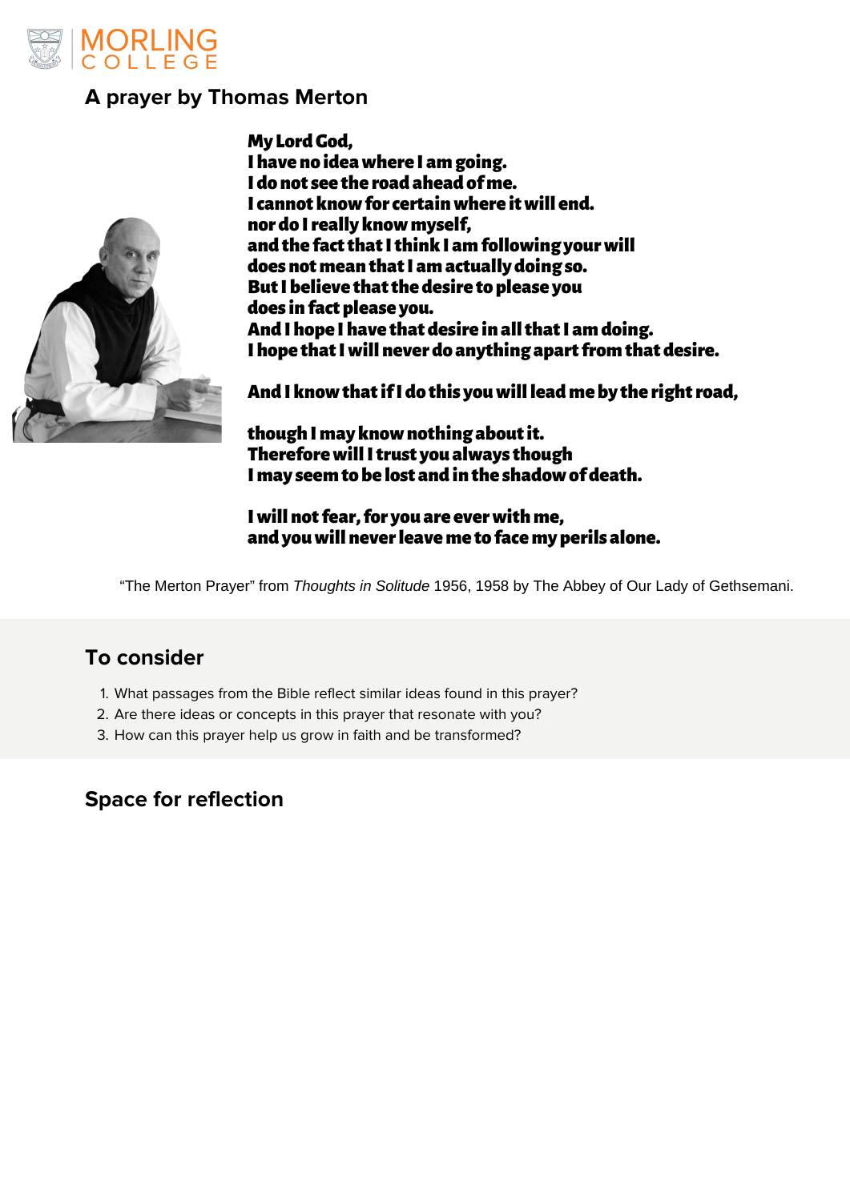## A prayer by Thomas Merton

**My Lord God,**
**I have no idea where I am going.**
**I do not see the road ahead of me.**
**I cannot know for certain where it will end.**
**nor do I really know myself,**
**and the fact that I think I am following your will**
**does not mean that I am actually doing so.**
**But I believe that the desire to please you**
**does in fact please you.**
**And I hope I have that desire in all that I am doing.**
**I hope that I will never do anything apart from that desire.**

**And I know that if I do this you will lead me by the right road,**

**though I may know nothing about it.**
**Therefore will I trust you always though**
**I may seem to be lost and in the shadow of death.**

**I will not fear, for you are ever with me,**
**and you will never leave me to face my perils alone.**

"The Merton Prayer" from *Thoughts in Solitude* 1956, 1958 by The Abbey of Our Lady of Gethsemani.

## To consider

1. What passages from the Bible reflect similar ideas found in this prayer?
2. Are there ideas or concepts in this prayer that resonate with you?
3. How can this prayer help us grow in faith and be transformed?

## Space for reflection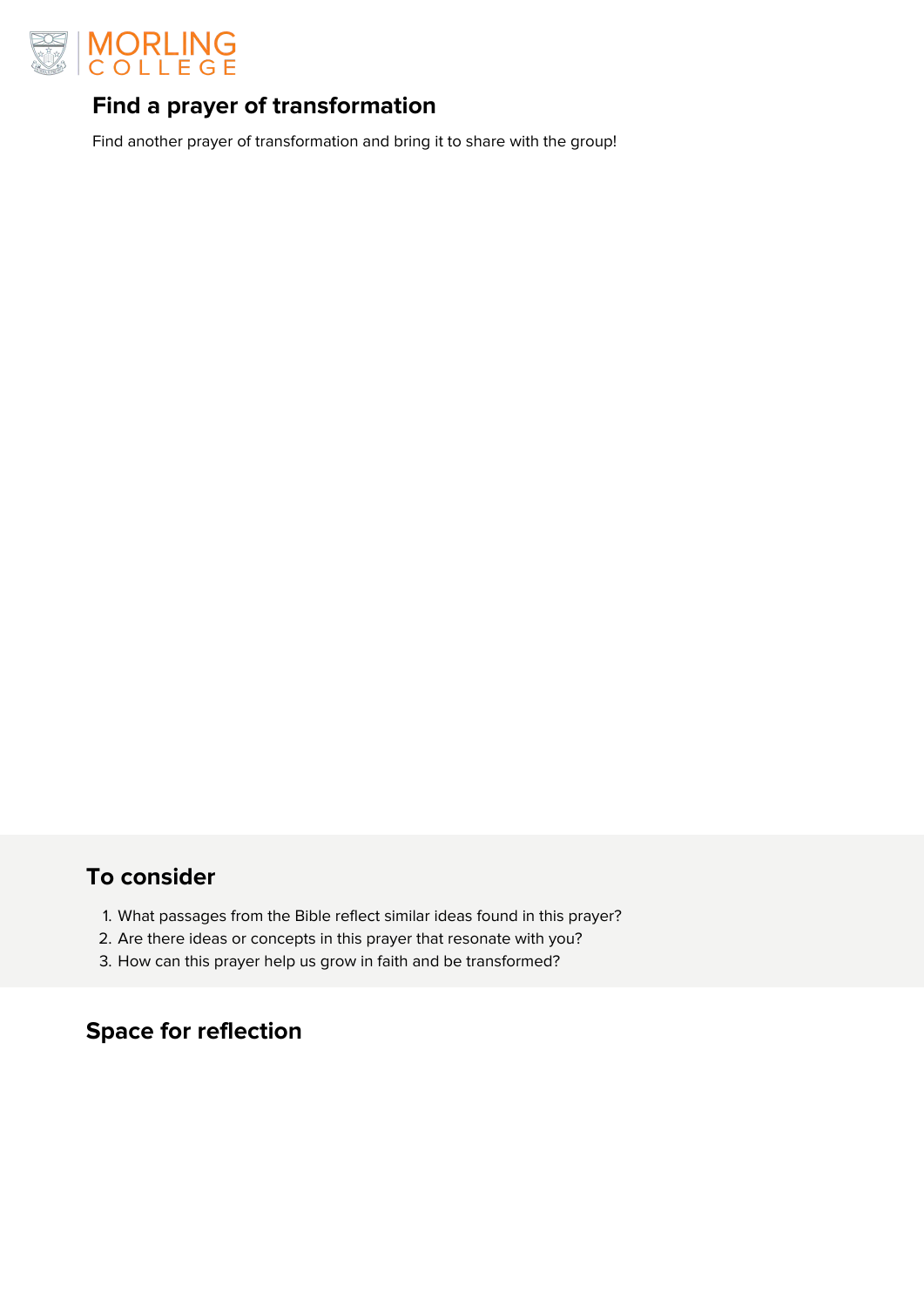## Find a prayer of transformation

Find another prayer of transformation and bring it to share with the group!

## To consider

1. What passages from the Bible reflect similar ideas found in this prayer?
2. Are there ideas or concepts in this prayer that resonate with you?
3. How can this prayer help us grow in faith and be transformed?

## Space for reflection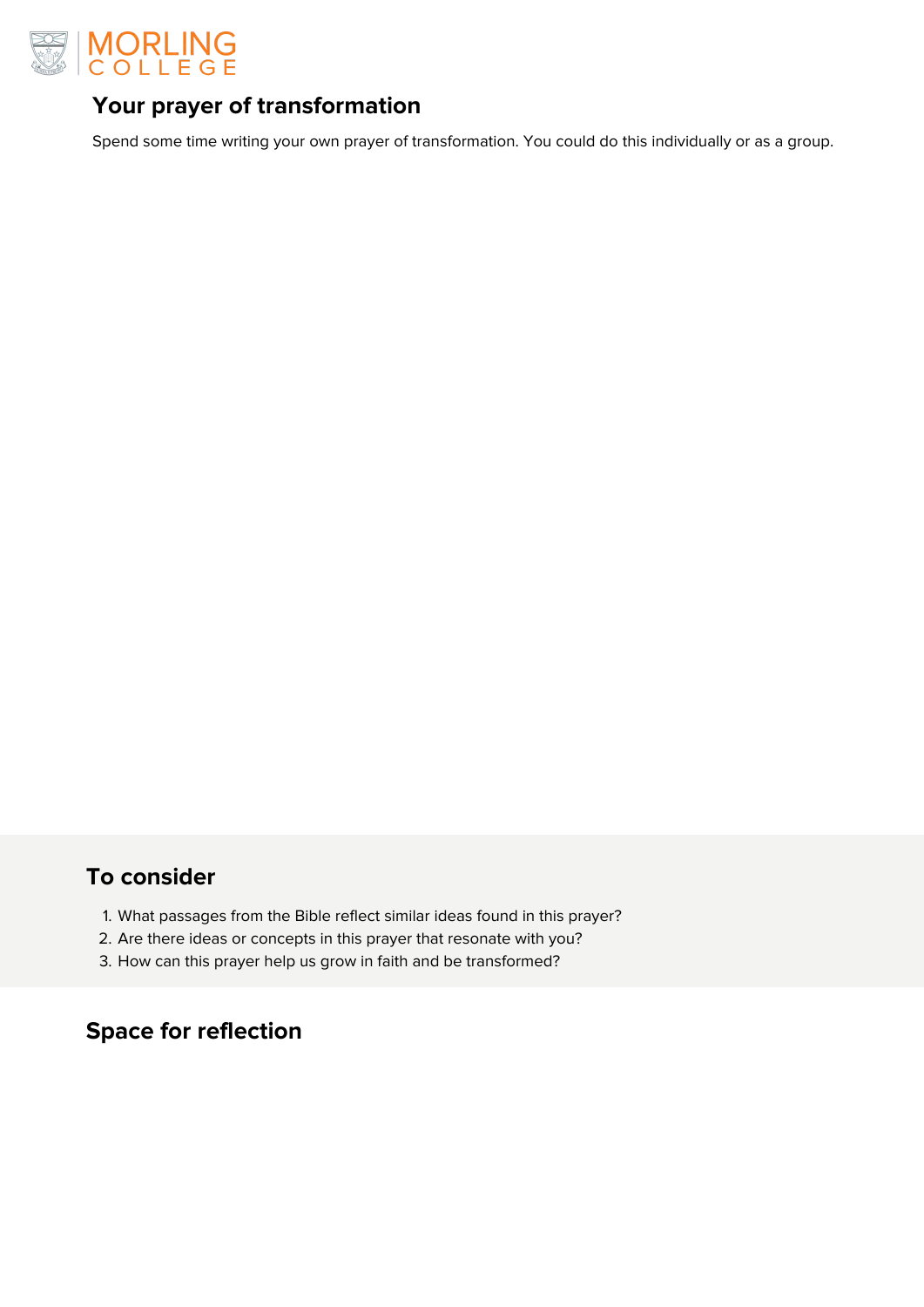## Your prayer of transformation

Spend some time writing your own prayer of transformation. You could do this individually or as a group.

## To consider

1. What passages from the Bible reflect similar ideas found in this prayer?
2. Are there ideas or concepts in this prayer that resonate with you?
3. How can this prayer help us grow in faith and be transformed?

## Space for reflection